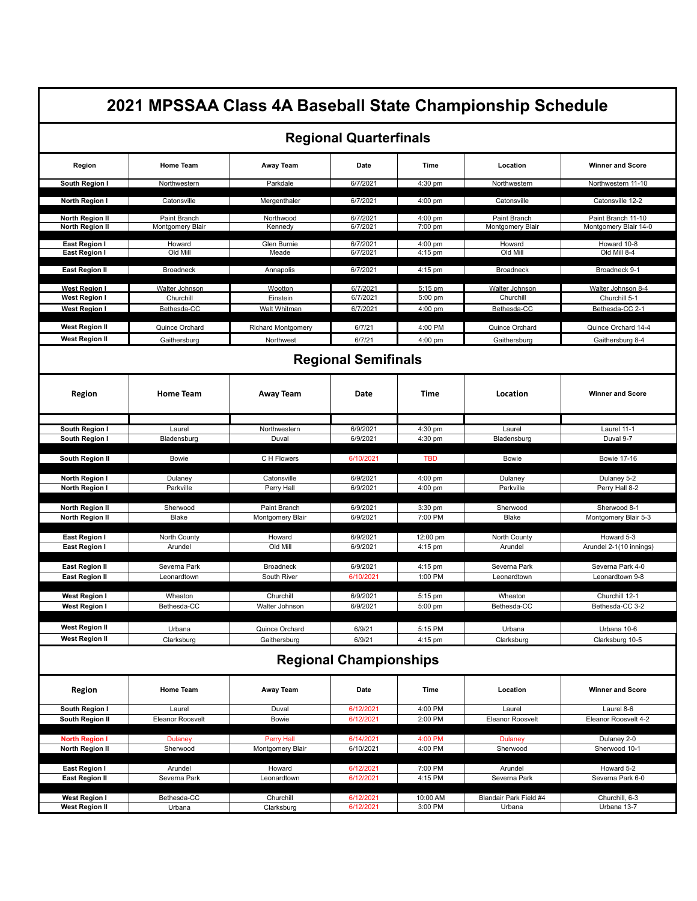# 2021 MPSSAA Class 4A Baseball State Championship Schedule

## Regional Quarterfinals

| Region | Home Team | Away Team | Date | Time | Location | Winner and Score |
|---|---|---|---|---|---|---|
| South Region I | Northwestern | Parkdale | 6/7/2021 | 4:30 pm | Northwestern | Northwestern 11-10 |
| North Region I | Catonsville | Mergenthaler | 6/7/2021 | 4:00 pm | Catonsville | Catonsville 12-2 |
| North Region II | Paint Branch | Northwood | 6/7/2021 | 4:00 pm | Paint Branch | Paint Branch 11-10 |
| North Region II | Montgomery Blair | Kennedy | 6/7/2021 | 7:00 pm | Montgomery Blair | Montgomery Blair 14-0 |
| East Region I | Howard | Glen Burnie | 6/7/2021 | 4:00 pm | Howard | Howard 10-8 |
| East Region I | Old Mill | Meade | 6/7/2021 | 4:15 pm | Old Mill | Old Mill 8-4 |
| East Region II | Broadneck | Annapolis | 6/7/2021 | 4:15 pm | Broadneck | Broadneck 9-1 |
| West Region I | Walter Johnson | Wootton | 6/7/2021 | 5:15 pm | Walter Johnson | Walter Johnson 8-4 |
| West Region I | Churchill | Einstein | 6/7/2021 | 5:00 pm | Churchill | Churchill 5-1 |
| West Region I | Bethesda-CC | Walt Whitman | 6/7/2021 | 4:00 pm | Bethesda-CC | Bethesda-CC 2-1 |
| West Region II | Quince Orchard | Richard Montgomery | 6/7/21 | 4:00 PM | Quince Orchard | Quince Orchard 14-4 |
| West Region II | Gaithersburg | Northwest | 6/7/21 | 4:00 pm | Gaithersburg | Gaithersburg 8-4 |

## Regional Semifinals

| Region | Home Team | Away Team | Date | Time | Location | Winner and Score |
|---|---|---|---|---|---|---|
| South Region I | Laurel | Northwestern | 6/9/2021 | 4:30 pm | Laurel | Laurel 11-1 |
| South Region I | Bladensburg | Duval | 6/9/2021 | 4:30 pm | Bladensburg | Duval 9-7 |
| South Region II | Bowie | C H Flowers | 6/10/2021 | TBD | Bowie | Bowie 17-16 |
| North Region I | Dulaney | Catonsville | 6/9/2021 | 4:00 pm | Dulaney | Dulaney 5-2 |
| North Region I | Parkville | Perry Hall | 6/9/2021 | 4:00 pm | Parkville | Perry Hall 8-2 |
| North Region II | Sherwood | Paint Branch | 6/9/2021 | 3:30 pm | Sherwood | Sherwood 8-1 |
| North Region II | Blake | Montgomery Blair | 6/9/2021 | 7:00 PM | Blake | Montgomery Blair 5-3 |
| East Region I | North County | Howard | 6/9/2021 | 12:00 pm | North County | Howard 5-3 |
| East Region I | Arundel | Old Mill | 6/9/2021 | 4:15 pm | Arundel | Arundel 2-1(10 innings) |
| East Region II | Severna Park | Broadneck | 6/9/2021 | 4:15 pm | Severna Park | Severna Park 4-0 |
| East Region II | Leonardtown | South River | 6/10/2021 | 1:00 PM | Leonardtown | Leonardtown 9-8 |
| West Region I | Wheaton | Churchill | 6/9/2021 | 5:15 pm | Wheaton | Churchill 12-1 |
| West Region I | Bethesda-CC | Walter Johnson | 6/9/2021 | 5:00 pm | Bethesda-CC | Bethesda-CC 3-2 |
| West Region II | Urbana | Quince Orchard | 6/9/21 | 5:15 PM | Urbana | Urbana 10-6 |
| West Region II | Clarksburg | Gaithersburg | 6/9/21 | 4:15 pm | Clarksburg | Clarksburg 10-5 |

## Regional Championships

| Region | Home Team | Away Team | Date | Time | Location | Winner and Score |
|---|---|---|---|---|---|---|
| South Region I | Laurel | Duval | 6/12/2021 | 4:00 PM | Laurel | Laurel 8-6 |
| South Region II | Eleanor Roosvelt | Bowie | 6/12/2021 | 2:00 PM | Eleanor Roosvelt | Eleanor Roosvelt 4-2 |
| North Region I | Dulaney | Perry Hall | 6/14/2021 | 4:00 PM | Dulaney | Dulaney 2-0 |
| North Region II | Sherwood | Montgomery Blair | 6/10/2021 | 4:00 PM | Sherwood | Sherwood 10-1 |
| East Region I | Arundel | Howard | 6/12/2021 | 7:00 PM | Arundel | Howard 5-2 |
| East Region II | Severna Park | Leonardtown | 6/12/2021 | 4:15 PM | Severna Park | Severna Park 6-0 |
| West Region I | Bethesda-CC | Churchill | 6/12/2021 | 10:00 AM | Blandair Park Field #4 | Churchill, 6-3 |
| West Region II | Urbana | Clarksburg | 6/12/2021 | 3:00 PM | Urbana | Urbana 13-7 |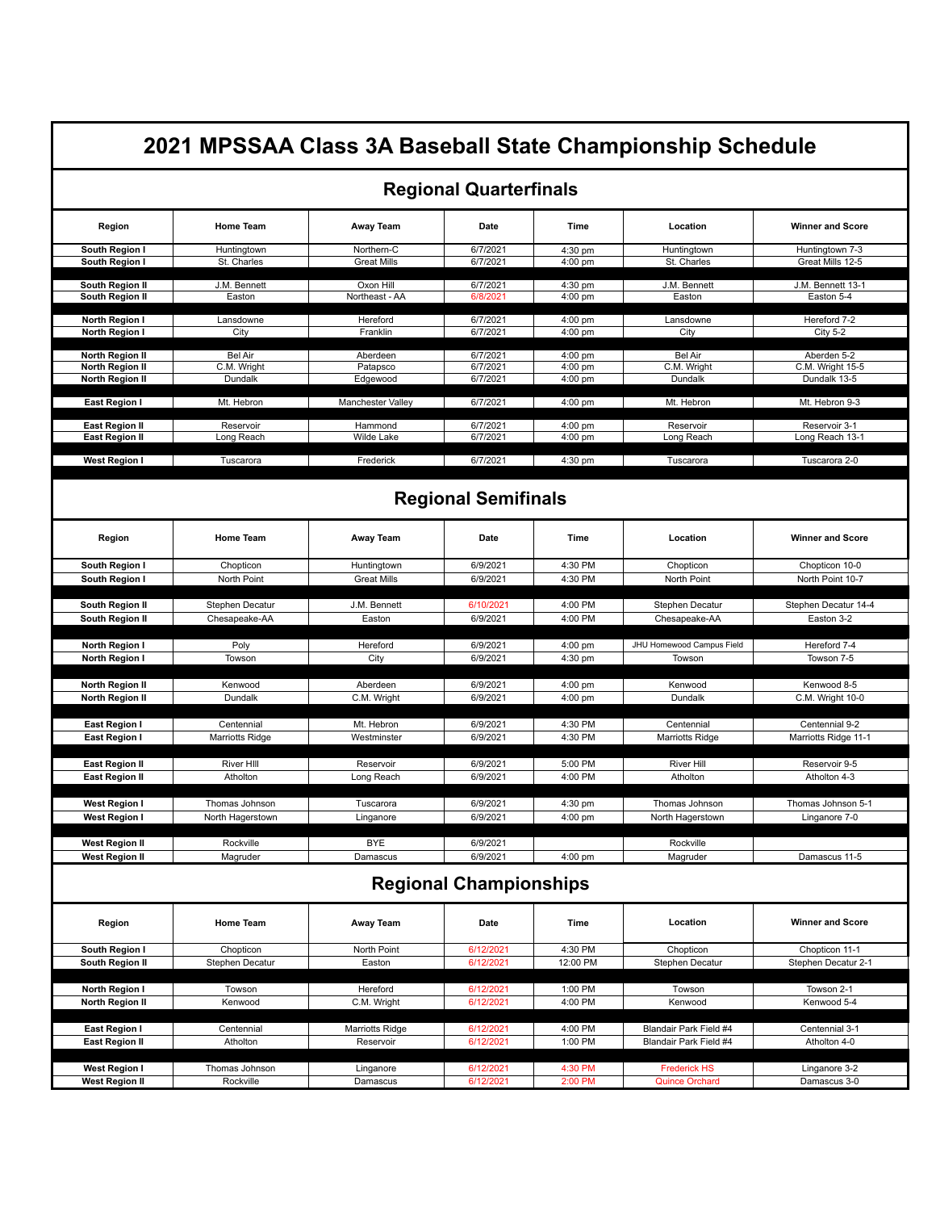# 2021 MPSSAA Class 3A Baseball State Championship Schedule

## Regional Quarterfinals

| Region | Home Team | Away Team | Date | Time | Location | Winner and Score |
|---|---|---|---|---|---|---|
| South Region I | Huntingtown | Northern-C | 6/7/2021 | 4:30 pm | Huntingtown | Huntingtown 7-3 |
| South Region I | St. Charles | Great Mills | 6/7/2021 | 4:00 pm | St. Charles | Great Mills 12-5 |
| South Region II | J.M. Bennett | Oxon Hill | 6/7/2021 | 4:30 pm | J.M. Bennett | J.M. Bennett 13-1 |
| South Region II | Easton | Northeast - AA | 6/8/2021 | 4:00 pm | Easton | Easton 5-4 |
| North Region I | Lansdowne | Hereford | 6/7/2021 | 4:00 pm | Lansdowne | Hereford 7-2 |
| North Region I | City | Franklin | 6/7/2021 | 4:00 pm | City | City 5-2 |
| North Region II | Bel Air | Aberdeen | 6/7/2021 | 4:00 pm | Bel Air | Aberden 5-2 |
| North Region II | C.M. Wright | Patapsco | 6/7/2021 | 4:00 pm | C.M. Wright | C.M. Wright 15-5 |
| North Region II | Dundalk | Edgewood | 6/7/2021 | 4:00 pm | Dundalk | Dundalk 13-5 |
| East Region I | Mt. Hebron | Manchester Valley | 6/7/2021 | 4:00 pm | Mt. Hebron | Mt. Hebron 9-3 |
| East Region II | Reservoir | Hammond | 6/7/2021 | 4:00 pm | Reservoir | Reservoir 3-1 |
| East Region II | Long Reach | Wilde Lake | 6/7/2021 | 4:00 pm | Long Reach | Long Reach 13-1 |
| West Region I | Tuscarora | Frederick | 6/7/2021 | 4:30 pm | Tuscarora | Tuscarora 2-0 |

## Regional Semifinals

| Region | Home Team | Away Team | Date | Time | Location | Winner and Score |
|---|---|---|---|---|---|---|
| South Region I | Chopticon | Huntingtown | 6/9/2021 | 4:30 PM | Chopticon | Chopticon 10-0 |
| South Region I | North Point | Great Mills | 6/9/2021 | 4:30 PM | North Point | North Point 10-7 |
| South Region II | Stephen Decatur | J.M. Bennett | 6/10/2021 | 4:00 PM | Stephen Decatur | Stephen Decatur 14-4 |
| South Region II | Chesapeake-AA | Easton | 6/9/2021 | 4:00 PM | Chesapeake-AA | Easton 3-2 |
| North Region I | Poly | Hereford | 6/9/2021 | 4:00 pm | JHU Homewood Campus Field | Hereford 7-4 |
| North Region I | Towson | City | 6/9/2021 | 4:30 pm | Towson | Towson 7-5 |
| North Region II | Kenwood | Aberdeen | 6/9/2021 | 4:00 pm | Kenwood | Kenwood 8-5 |
| North Region II | Dundalk | C.M. Wright | 6/9/2021 | 4:00 pm | Dundalk | C.M. Wright 10-0 |
| East Region I | Centennial | Mt. Hebron | 6/9/2021 | 4:30 PM | Centennial | Centennial 9-2 |
| East Region I | Marriotts Ridge | Westminster | 6/9/2021 | 4:30 PM | Marriotts Ridge | Marriotts Ridge 11-1 |
| East Region II | River HIll | Reservoir | 6/9/2021 | 5:00 PM | River Hill | Reservoir 9-5 |
| East Region II | Atholton | Long Reach | 6/9/2021 | 4:00 PM | Atholton | Atholton 4-3 |
| West Region I | Thomas Johnson | Tuscarora | 6/9/2021 | 4:30 pm | Thomas Johnson | Thomas Johnson 5-1 |
| West Region I | North Hagerstown | Linganore | 6/9/2021 | 4:00 pm | North Hagerstown | Linganore 7-0 |
| West Region II | Rockville | BYE | 6/9/2021 | | Rockville | |
| West Region II | Magruder | Damascus | 6/9/2021 | 4:00 pm | Magruder | Damascus 11-5 |

## Regional Championships

| Region | Home Team | Away Team | Date | Time | Location | Winner and Score |
|---|---|---|---|---|---|---|
| South Region I | Chopticon | North Point | 6/12/2021 | 4:30 PM | Chopticon | Chopticon 11-1 |
| South Region II | Stephen Decatur | Easton | 6/12/2021 | 12:00 PM | Stephen Decatur | Stephen Decatur 2-1 |
| North Region I | Towson | Hereford | 6/12/2021 | 1:00 PM | Towson | Towson 2-1 |
| North Region II | Kenwood | C.M. Wright | 6/12/2021 | 4:00 PM | Kenwood | Kenwood 5-4 |
| East Region I | Centennial | Marriotts Ridge | 6/12/2021 | 4:00 PM | Blandair Park Field #4 | Centennial 3-1 |
| East Region II | Atholton | Reservoir | 6/12/2021 | 1:00 PM | Blandair Park Field #4 | Atholton 4-0 |
| West Region I | Thomas Johnson | Linganore | 6/12/2021 | 4:30 PM | Frederick HS | Linganore 3-2 |
| West Region II | Rockville | Damascus | 6/12/2021 | 2:00 PM | Quince Orchard | Damascus 3-0 |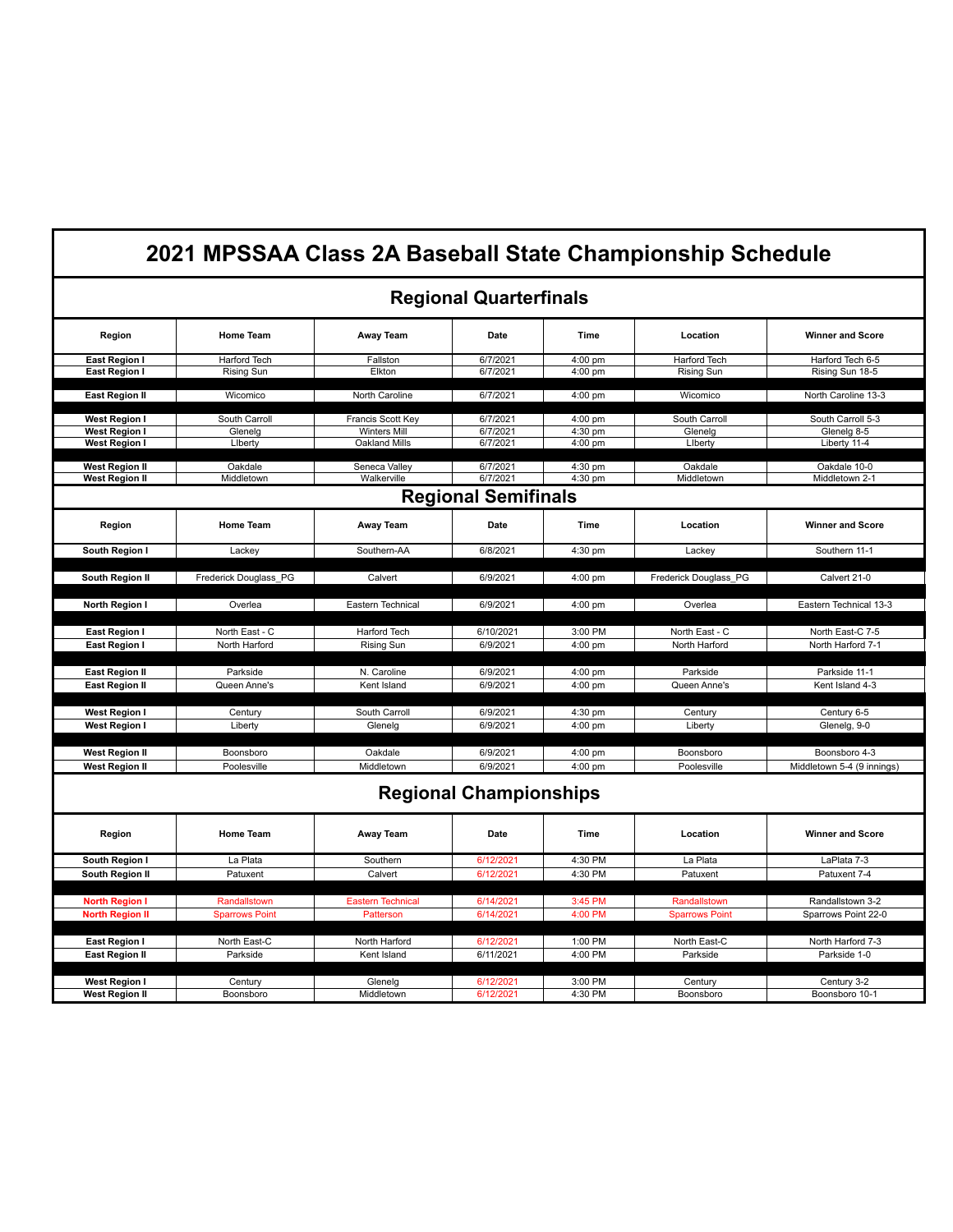# 2021 MPSSAA Class 2A Baseball State Championship Schedule

## Regional Quarterfinals

| Region | Home Team | Away Team | Date | Time | Location | Winner and Score |
|---|---|---|---|---|---|---|
| **East Region I** | Harford Tech | Fallston | 6/7/2021 | 4:00 pm | Harford Tech | Harford Tech 6-5 |
| **East Region I** | Rising Sun | Elkton | 6/7/2021 | 4:00 pm | Rising Sun | Rising Sun 18-5 |
| **East Region II** | Wicomico | North Caroline | 6/7/2021 | 4:00 pm | Wicomico | North Caroline 13-3 |
| **West Region I** | South Carroll | Francis Scott Key | 6/7/2021 | 4:00 pm | South Carroll | South Carroll 5-3 |
| **West Region I** | Glenelg | Winters Mill | 6/7/2021 | 4:30 pm | Glenelg | Glenelg 8-5 |
| **West Region I** | LIberty | Oakland Mills | 6/7/2021 | 4:00 pm | LIberty | Liberty 11-4 |
| **West Region II** | Oakdale | Seneca Valley | 6/7/2021 | 4:30 pm | Oakdale | Oakdale 10-0 |
| **West Region II** | Middletown | Walkerville | 6/7/2021 | 4:30 pm | Middletown | Middletown 2-1 |

## Regional Semifinals

| Region | Home Team | Away Team | Date | Time | Location | Winner and Score |
|---|---|---|---|---|---|---|
| **South Region I** | Lackey | Southern-AA | 6/8/2021 | 4:30 pm | Lackey | Southern 11-1 |
| **South Region II** | Frederick Douglass_PG | Calvert | 6/9/2021 | 4:00 pm | Frederick Douglass_PG | Calvert 21-0 |
| **North Region I** | Overlea | Eastern Technical | 6/9/2021 | 4:00 pm | Overlea | Eastern Technical 13-3 |
| **East Region I** | North East - C | Harford Tech | 6/10/2021 | 3:00 PM | North East - C | North East-C 7-5 |
| **East Region I** | North Harford | Rising Sun | 6/9/2021 | 4:00 pm | North Harford | North Harford 7-1 |
| **East Region II** | Parkside | N. Caroline | 6/9/2021 | 4:00 pm | Parkside | Parkside 11-1 |
| **East Region II** | Queen Anne's | Kent Island | 6/9/2021 | 4:00 pm | Queen Anne's | Kent Island 4-3 |
| **West Region I** | Century | South Carroll | 6/9/2021 | 4:30 pm | Century | Century 6-5 |
| **West Region I** | Liberty | Glenelg | 6/9/2021 | 4:00 pm | Liberty | Glenelg, 9-0 |
| **West Region II** | Boonsboro | Oakdale | 6/9/2021 | 4:00 pm | Boonsboro | Boonsboro 4-3 |
| **West Region II** | Poolesville | Middletown | 6/9/2021 | 4:00 pm | Poolesville | Middletown 5-4 (9 innings) |

## Regional Championships

| Region | Home Team | Away Team | Date | Time | Location | Winner and Score |
|---|---|---|---|---|---|---|
| **South Region I** | La Plata | Southern | 6/12/2021 | 4:30 PM | La Plata | LaPlata 7-3 |
| **South Region II** | Patuxent | Calvert | 6/12/2021 | 4:30 PM | Patuxent | Patuxent 7-4 |
| **North Region I** | Randallstown | Eastern Technical | 6/14/2021 | 3:45 PM | Randallstown | Randallstown 3-2 |
| **North Region II** | Sparrows Point | Patterson | 6/14/2021 | 4:00 PM | Sparrows Point | Sparrows Point 22-0 |
| **East Region I** | North East-C | North Harford | 6/12/2021 | 1:00 PM | North East-C | North Harford 7-3 |
| **East Region II** | Parkside | Kent Island | 6/11/2021 | 4:00 PM | Parkside | Parkside 1-0 |
| **West Region I** | Century | Glenelg | 6/12/2021 | 3:00 PM | Century | Century 3-2 |
| **West Region II** | Boonsboro | Middletown | 6/12/2021 | 4:30 PM | Boonsboro | Boonsboro 10-1 |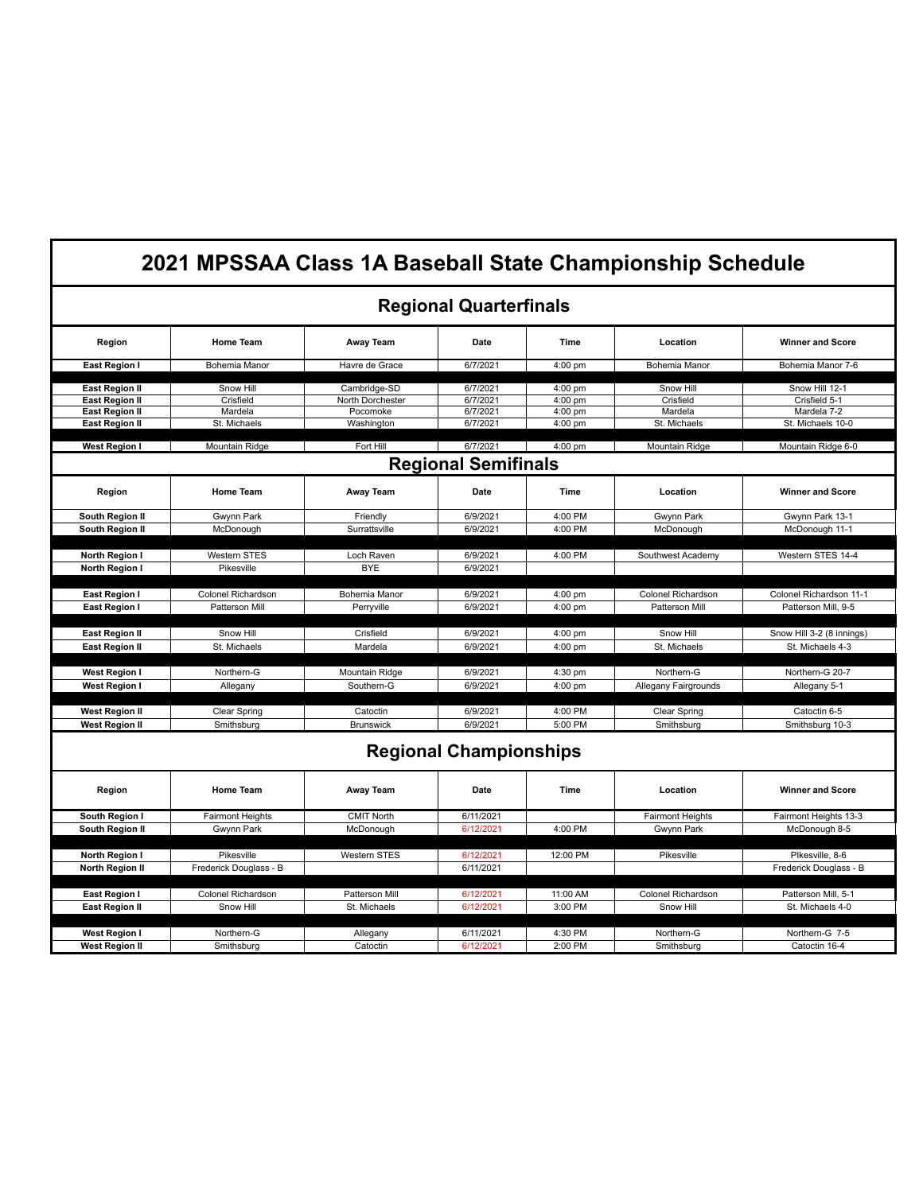# 2021 MPSSAA Class 1A Baseball State Championship Schedule

## Regional Quarterfinals

| Region | Home Team | Away Team | Date | Time | Location | Winner and Score |
|---|---|---|---|---|---|---|
| **East Region I** | Bohemia Manor | Havre de Grace | 6/7/2021 | 4:00 pm | Bohemia Manor | Bohemia Manor 7-6 |
| **East Region II** | Snow Hill | Cambridge-SD | 6/7/2021 | 4:00 pm | Snow Hill | Snow Hill 12-1 |
| **East Region II** | Crisfield | North Dorchester | 6/7/2021 | 4:00 pm | Crisfield | Crisfield 5-1 |
| **East Region II** | Mardela | Pocomoke | 6/7/2021 | 4:00 pm | Mardela | Mardela 7-2 |
| **East Region II** | St. Michaels | Washington | 6/7/2021 | 4:00 pm | St. Michaels | St. Michaels 10-0 |
| **West Region I** | Mountain Ridge | Fort Hill | 6/7/2021 | 4:00 pm | Mountain Ridge | Mountain Ridge 6-0 |

## Regional Semifinals

| Region | Home Team | Away Team | Date | Time | Location | Winner and Score |
|---|---|---|---|---|---|---|
| **South Region II** | Gwynn Park | Friendly | 6/9/2021 | 4:00 PM | Gwynn Park | Gwynn Park 13-1 |
| **South Region II** | McDonough | Surrattsville | 6/9/2021 | 4:00 PM | McDonough | McDonough 11-1 |
| **North Region I** | Western STES | Loch Raven | 6/9/2021 | 4:00 PM | Southwest Academy | Western STES 14-4 |
| **North Region I** | Pikesville | BYE | 6/9/2021 | | | |
| **East Region I** | Colonel Richardson | Bohemia Manor | 6/9/2021 | 4:00 pm | Colonel Richardson | Colonel Richardson 11-1 |
| **East Region I** | Patterson Mill | Perryville | 6/9/2021 | 4:00 pm | Patterson Mill | Patterson Mill, 9-5 |
| **East Region II** | Snow Hill | Crisfield | 6/9/2021 | 4:00 pm | Snow Hill | Snow Hill 3-2 (8 innings) |
| **East Region II** | St. Michaels | Mardela | 6/9/2021 | 4:00 pm | St. Michaels | St. Michaels 4-3 |
| **West Region I** | Northern-G | Mountain Ridge | 6/9/2021 | 4:30 pm | Northern-G | Northern-G 20-7 |
| **West Region I** | Allegany | Southern-G | 6/9/2021 | 4:00 pm | Allegany Fairgrounds | Allegany 5-1 |
| **West Region II** | Clear Spring | Catoctin | 6/9/2021 | 4:00 PM | Clear Spring | Catoctin 6-5 |
| **West Region II** | Smithsburg | Brunswick | 6/9/2021 | 5:00 PM | Smithsburg | Smithsburg 10-3 |

## Regional Championships

| Region | Home Team | Away Team | Date | Time | Location | Winner and Score |
|---|---|---|---|---|---|---|
| **South Region I** | Fairmont Heights | CMIT North | 6/11/2021 | | Fairmont Heights | Fairmont Heights 13-3 |
| **South Region II** | Gwynn Park | McDonough | 6/12/2021 | 4:00 PM | Gwynn Park | McDonough 8-5 |
| **North Region I** | Pikesville | Western STES | 6/12/2021 | 12:00 PM | Pikesville | PIkesville, 8-6 |
| **North Region II** | Frederick Douglass - B | | 6/11/2021 | | | Frederick Douglass - B |
| **East Region I** | Colonel Richardson | Patterson Mill | 6/12/2021 | 11:00 AM | Colonel Richardson | Patterson Mill, 5-1 |
| **East Region II** | Snow Hill | St. Michaels | 6/12/2021 | 3:00 PM | Snow Hill | St. Michaels 4-0 |
| **West Region I** | Northern-G | Allegany | 6/11/2021 | 4:30 PM | Northern-G | Northern-G 7-5 |
| **West Region II** | Smithsburg | Catoctin | 6/12/2021 | 2:00 PM | Smithsburg | Catoctin 16-4 |